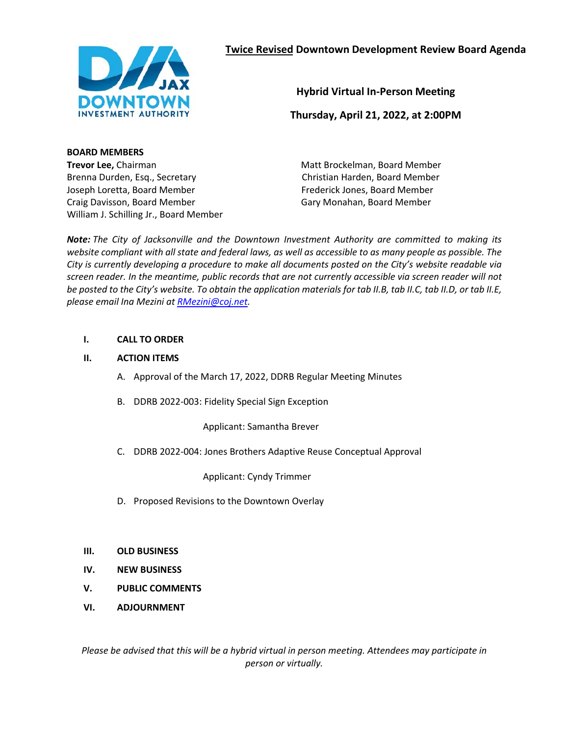# <u>Twice Revised</u> Downtown Development Review Board Agenda

**Hybrid Virtual In-Person Meeting**

**Thursday, April 21, 2022, at 2:00PM**

**BOARD MEMBERS**

**Trevor Lee,** Chairman
Brenna Durden, Esq., Secretary
Joseph Loretta, Board Member
Craig Davisson, Board Member
William J. Schilling Jr., Board Member
Matt Brockelman, Board Member
Christian Harden, Board Member
Frederick Jones, Board Member
Gary Monahan, Board Member

***Note:*** *The City of Jacksonville and the Downtown Investment Authority are committed to making its website compliant with all state and federal laws, as well as accessible to as many people as possible. The City is currently developing a procedure to make all documents posted on the City's website readable via screen reader. In the meantime, public records that are not currently accessible via screen reader will not be posted to the City's website. To obtain the application materials for tab II.B, tab II.C, tab II.D, or tab II.E, please email Ina Mezini at RMezini@coj.net.*

**I. CALL TO ORDER**

**II. ACTION ITEMS**

A. Approval of the March 17, 2022, DDRB Regular Meeting Minutes

B. DDRB 2022-003: Fidelity Special Sign Exception

Applicant: Samantha Brever

C. DDRB 2022-004: Jones Brothers Adaptive Reuse Conceptual Approval

Applicant: Cyndy Trimmer

D. Proposed Revisions to the Downtown Overlay

**III. OLD BUSINESS**

**IV. NEW BUSINESS**

**V. PUBLIC COMMENTS**

**VI. ADJOURNMENT**

*Please be advised that this will be a hybrid virtual in person meeting. Attendees may participate in person or virtually.*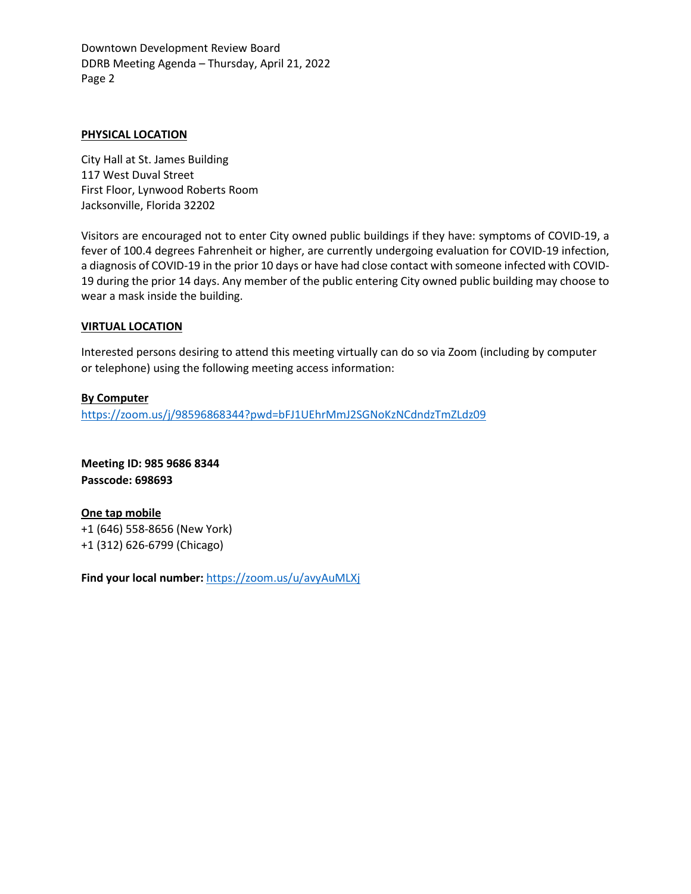## PHYSICAL LOCATION

City Hall at St. James Building
117 West Duval Street
First Floor, Lynwood Roberts Room
Jacksonville, Florida 32202

Visitors are encouraged not to enter City owned public buildings if they have: symptoms of COVID-19, a fever of 100.4 degrees Fahrenheit or higher, are currently undergoing evaluation for COVID-19 infection, a diagnosis of COVID-19 in the prior 10 days or have had close contact with someone infected with COVID-19 during the prior 14 days. Any member of the public entering City owned public building may choose to wear a mask inside the building.

## VIRTUAL LOCATION

Interested persons desiring to attend this meeting virtually can do so via Zoom (including by computer or telephone) using the following meeting access information:

**By Computer**
https://zoom.us/j/98596868344?pwd=bFJ1UEhrMmJ2SGNoKzNCdndzTmZLdz09

**Meeting ID: 985 9686 8344**
**Passcode: 698693**

**One tap mobile**
+1 (646) 558-8656 (New York)
+1 (312) 626-6799 (Chicago)

**Find your local number:** https://zoom.us/u/avyAuMLXj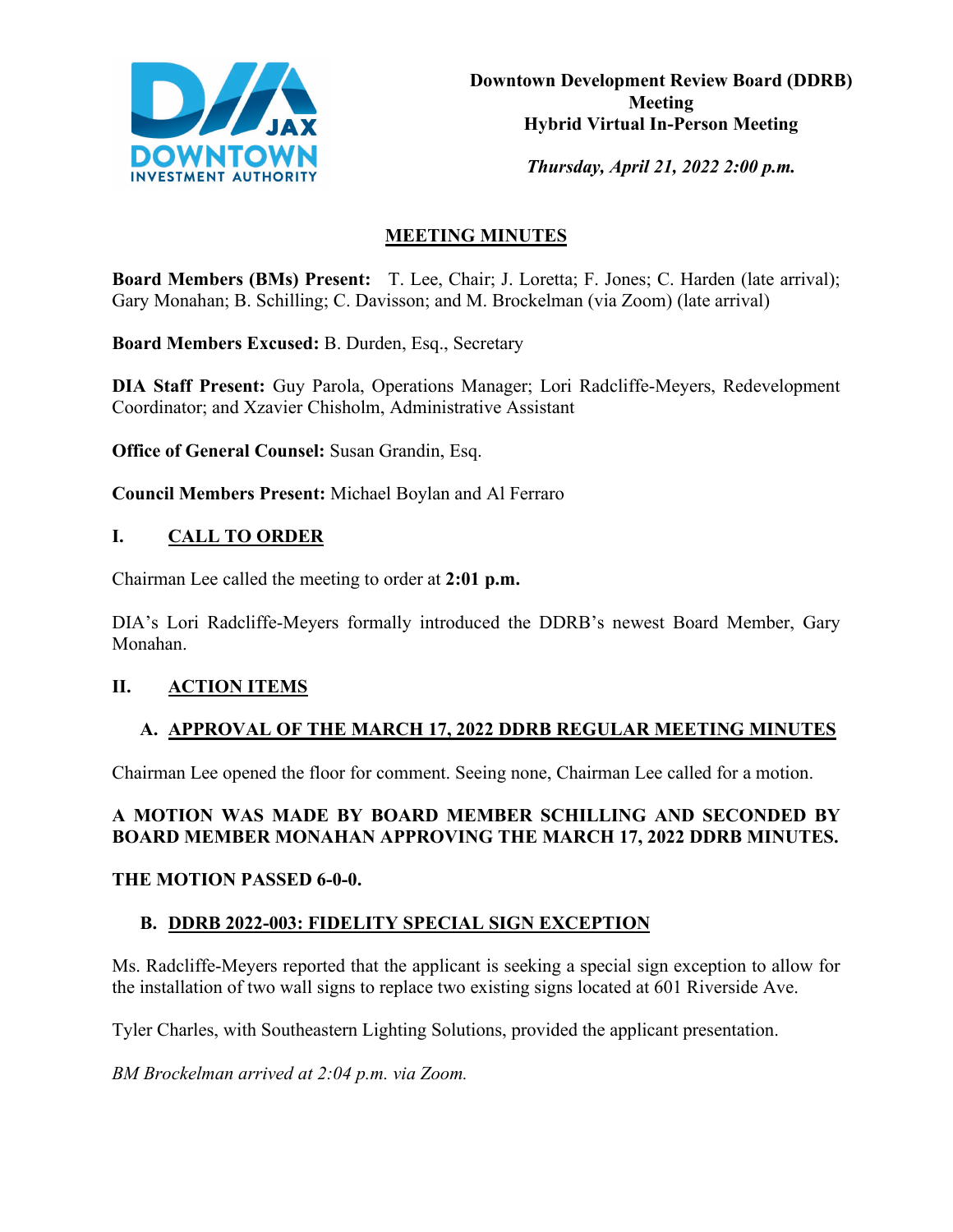**Downtown Development Review Board (DDRB) Meeting**
**Hybrid Virtual In-Person Meeting**

*Thursday, April 21, 2022 2:00 p.m.*

## MEETING MINUTES

**Board Members (BMs) Present:** T. Lee, Chair; J. Loretta; F. Jones; C. Harden (late arrival); Gary Monahan; B. Schilling; C. Davisson; and M. Brockelman (via Zoom) (late arrival)

**Board Members Excused:** B. Durden, Esq., Secretary

**DIA Staff Present:** Guy Parola, Operations Manager; Lori Radcliffe-Meyers, Redevelopment Coordinator; and Xzavier Chisholm, Administrative Assistant

**Office of General Counsel:** Susan Grandin, Esq.

**Council Members Present:** Michael Boylan and Al Ferraro

## I. CALL TO ORDER

Chairman Lee called the meeting to order at **2:01 p.m.**

DIA's Lori Radcliffe-Meyers formally introduced the DDRB's newest Board Member, Gary Monahan.

## II. ACTION ITEMS

### A. APPROVAL OF THE MARCH 17, 2022 DDRB REGULAR MEETING MINUTES

Chairman Lee opened the floor for comment. Seeing none, Chairman Lee called for a motion.

**A MOTION WAS MADE BY BOARD MEMBER SCHILLING AND SECONDED BY BOARD MEMBER MONAHAN APPROVING THE MARCH 17, 2022 DDRB MINUTES.**

**THE MOTION PASSED 6-0-0.**

### B. DDRB 2022-003: FIDELITY SPECIAL SIGN EXCEPTION

Ms. Radcliffe-Meyers reported that the applicant is seeking a special sign exception to allow for the installation of two wall signs to replace two existing signs located at 601 Riverside Ave.

Tyler Charles, with Southeastern Lighting Solutions, provided the applicant presentation.

*BM Brockelman arrived at 2:04 p.m. via Zoom.*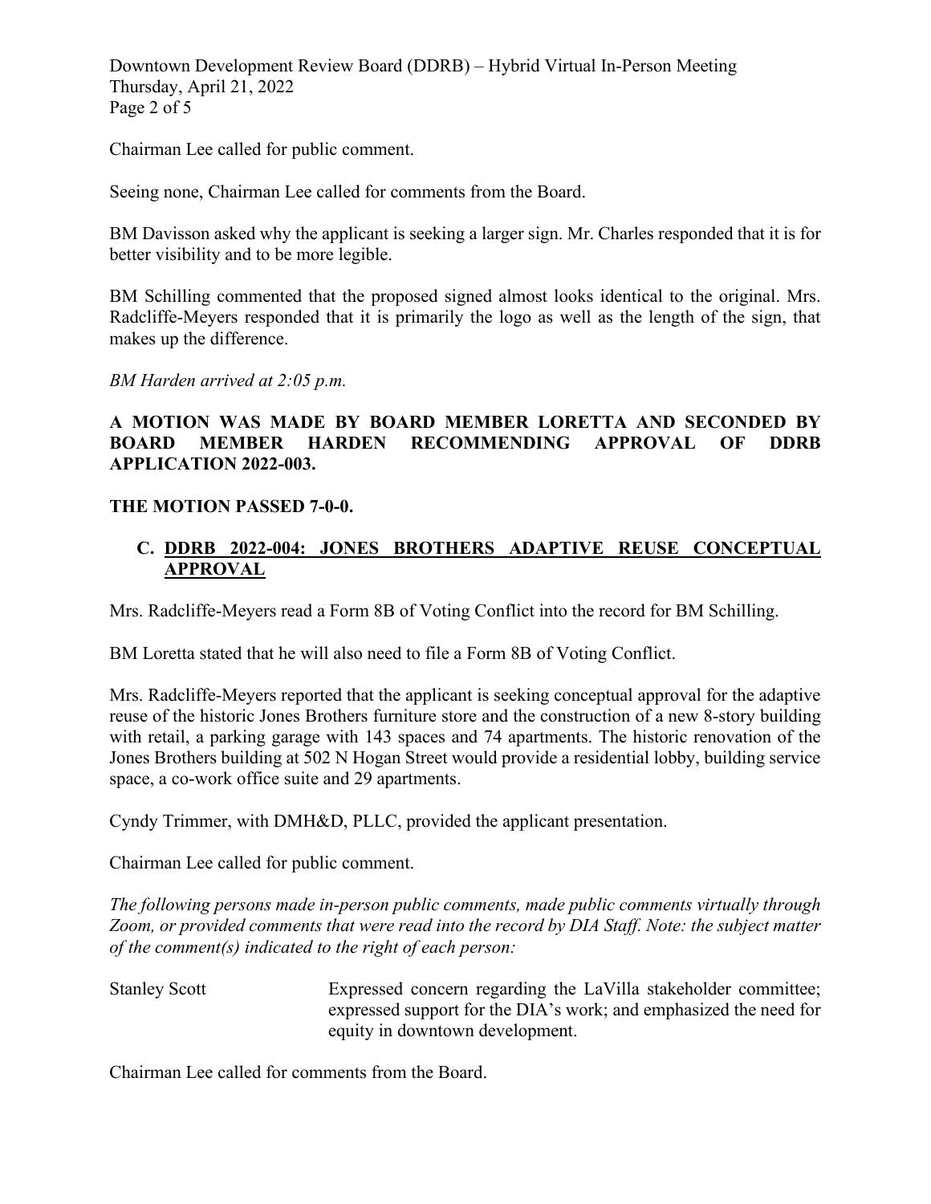Chairman Lee called for public comment.

Seeing none, Chairman Lee called for comments from the Board.

BM Davisson asked why the applicant is seeking a larger sign. Mr. Charles responded that it is for better visibility and to be more legible.

BM Schilling commented that the proposed signed almost looks identical to the original. Mrs. Radcliffe-Meyers responded that it is primarily the logo as well as the length of the sign, that makes up the difference.

*BM Harden arrived at 2:05 p.m.*

**A MOTION WAS MADE BY BOARD MEMBER LORETTA AND SECONDED BY BOARD MEMBER HARDEN RECOMMENDING APPROVAL OF DDRB APPLICATION 2022-003.**

**THE MOTION PASSED 7-0-0.**

### C. DDRB 2022-004: JONES BROTHERS ADAPTIVE REUSE CONCEPTUAL APPROVAL

Mrs. Radcliffe-Meyers read a Form 8B of Voting Conflict into the record for BM Schilling.

BM Loretta stated that he will also need to file a Form 8B of Voting Conflict.

Mrs. Radcliffe-Meyers reported that the applicant is seeking conceptual approval for the adaptive reuse of the historic Jones Brothers furniture store and the construction of a new 8-story building with retail, a parking garage with 143 spaces and 74 apartments. The historic renovation of the Jones Brothers building at 502 N Hogan Street would provide a residential lobby, building service space, a co-work office suite and 29 apartments.

Cyndy Trimmer, with DMH&D, PLLC, provided the applicant presentation.

Chairman Lee called for public comment.

*The following persons made in-person public comments, made public comments virtually through Zoom, or provided comments that were read into the record by DIA Staff. Note: the subject matter of the comment(s) indicated to the right of each person:*

| | |
|---|---|
| Stanley Scott | Expressed concern regarding the LaVilla stakeholder committee; expressed support for the DIA's work; and emphasized the need for equity in downtown development. |

Chairman Lee called for comments from the Board.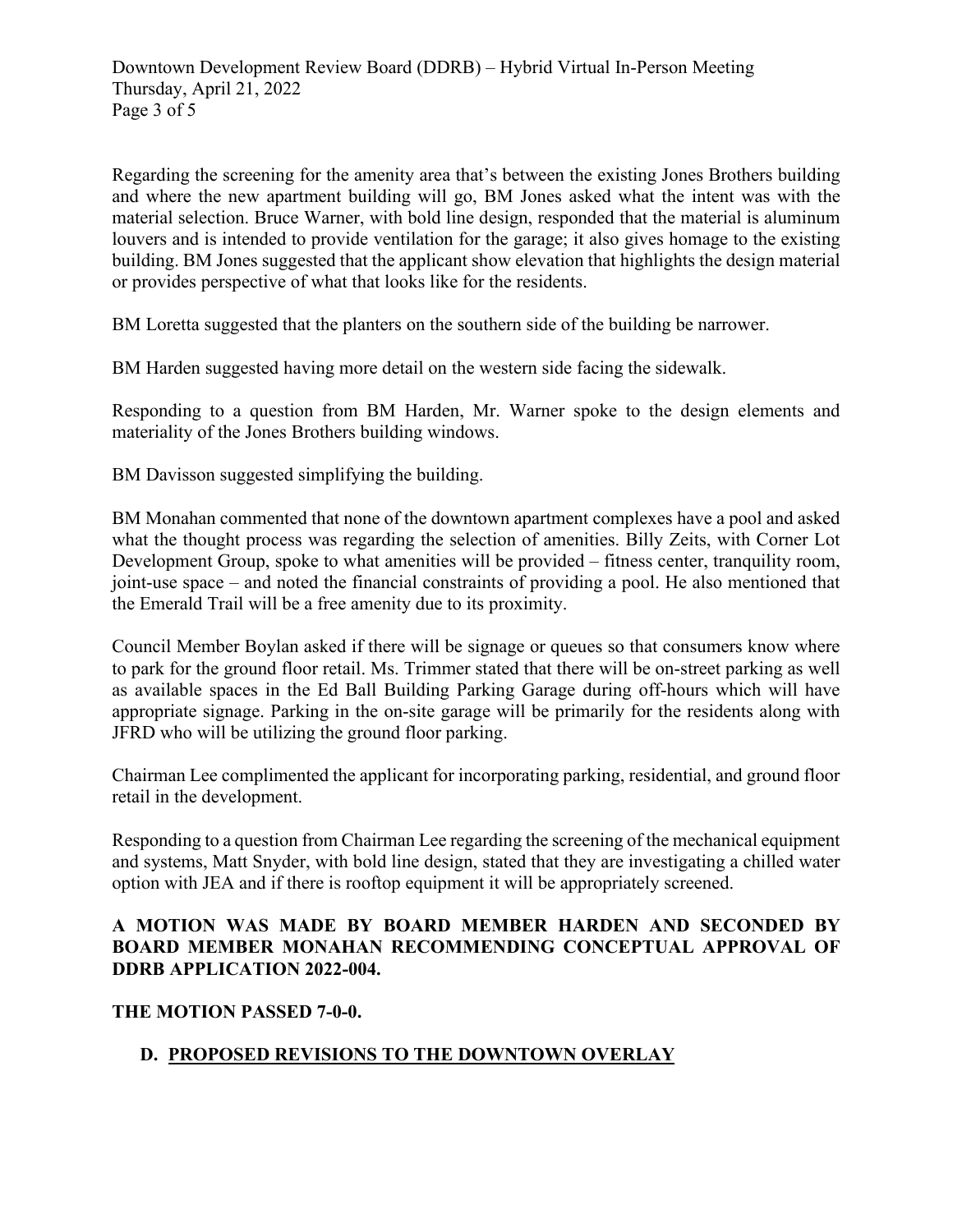Regarding the screening for the amenity area that's between the existing Jones Brothers building and where the new apartment building will go, BM Jones asked what the intent was with the material selection. Bruce Warner, with bold line design, responded that the material is aluminum louvers and is intended to provide ventilation for the garage; it also gives homage to the existing building. BM Jones suggested that the applicant show elevation that highlights the design material or provides perspective of what that looks like for the residents.

BM Loretta suggested that the planters on the southern side of the building be narrower.

BM Harden suggested having more detail on the western side facing the sidewalk.

Responding to a question from BM Harden, Mr. Warner spoke to the design elements and materiality of the Jones Brothers building windows.

BM Davisson suggested simplifying the building.

BM Monahan commented that none of the downtown apartment complexes have a pool and asked what the thought process was regarding the selection of amenities. Billy Zeits, with Corner Lot Development Group, spoke to what amenities will be provided – fitness center, tranquility room, joint-use space – and noted the financial constraints of providing a pool. He also mentioned that the Emerald Trail will be a free amenity due to its proximity.

Council Member Boylan asked if there will be signage or queues so that consumers know where to park for the ground floor retail. Ms. Trimmer stated that there will be on-street parking as well as available spaces in the Ed Ball Building Parking Garage during off-hours which will have appropriate signage. Parking in the on-site garage will be primarily for the residents along with JFRD who will be utilizing the ground floor parking.

Chairman Lee complimented the applicant for incorporating parking, residential, and ground floor retail in the development.

Responding to a question from Chairman Lee regarding the screening of the mechanical equipment and systems, Matt Snyder, with bold line design, stated that they are investigating a chilled water option with JEA and if there is rooftop equipment it will be appropriately screened.

**A MOTION WAS MADE BY BOARD MEMBER HARDEN AND SECONDED BY BOARD MEMBER MONAHAN RECOMMENDING CONCEPTUAL APPROVAL OF DDRB APPLICATION 2022-004.**

**THE MOTION PASSED 7-0-0.**

**D. PROPOSED REVISIONS TO THE DOWNTOWN OVERLAY**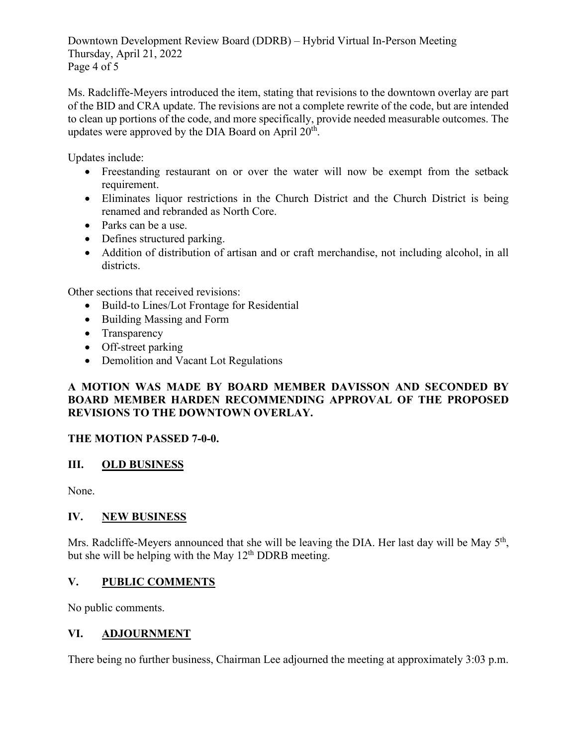Ms. Radcliffe-Meyers introduced the item, stating that revisions to the downtown overlay are part of the BID and CRA update. The revisions are not a complete rewrite of the code, but are intended to clean up portions of the code, and more specifically, provide needed measurable outcomes. The updates were approved by the DIA Board on April 20th.

Updates include:

- Freestanding restaurant on or over the water will now be exempt from the setback requirement.
- Eliminates liquor restrictions in the Church District and the Church District is being renamed and rebranded as North Core.
- Parks can be a use.
- Defines structured parking.
- Addition of distribution of artisan and or craft merchandise, not including alcohol, in all districts.

Other sections that received revisions:

- Build-to Lines/Lot Frontage for Residential
- Building Massing and Form
- Transparency
- Off-street parking
- Demolition and Vacant Lot Regulations

**A MOTION WAS MADE BY BOARD MEMBER DAVISSON AND SECONDED BY BOARD MEMBER HARDEN RECOMMENDING APPROVAL OF THE PROPOSED REVISIONS TO THE DOWNTOWN OVERLAY.**

**THE MOTION PASSED 7-0-0.**

## III. OLD BUSINESS

None.

## IV. NEW BUSINESS

Mrs. Radcliffe-Meyers announced that she will be leaving the DIA. Her last day will be May 5th, but she will be helping with the May 12th DDRB meeting.

## V. PUBLIC COMMENTS

No public comments.

## VI. ADJOURNMENT

There being no further business, Chairman Lee adjourned the meeting at approximately 3:03 p.m.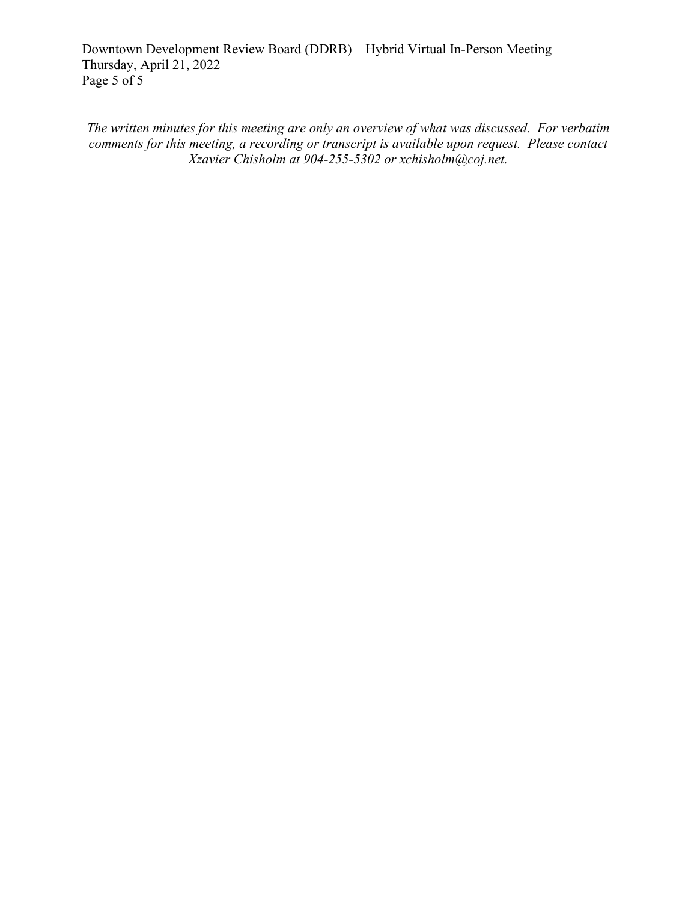*The written minutes for this meeting are only an overview of what was discussed. For verbatim comments for this meeting, a recording or transcript is available upon request. Please contact Xzavier Chisholm at 904-255-5302 or xchisholm@coj.net.*